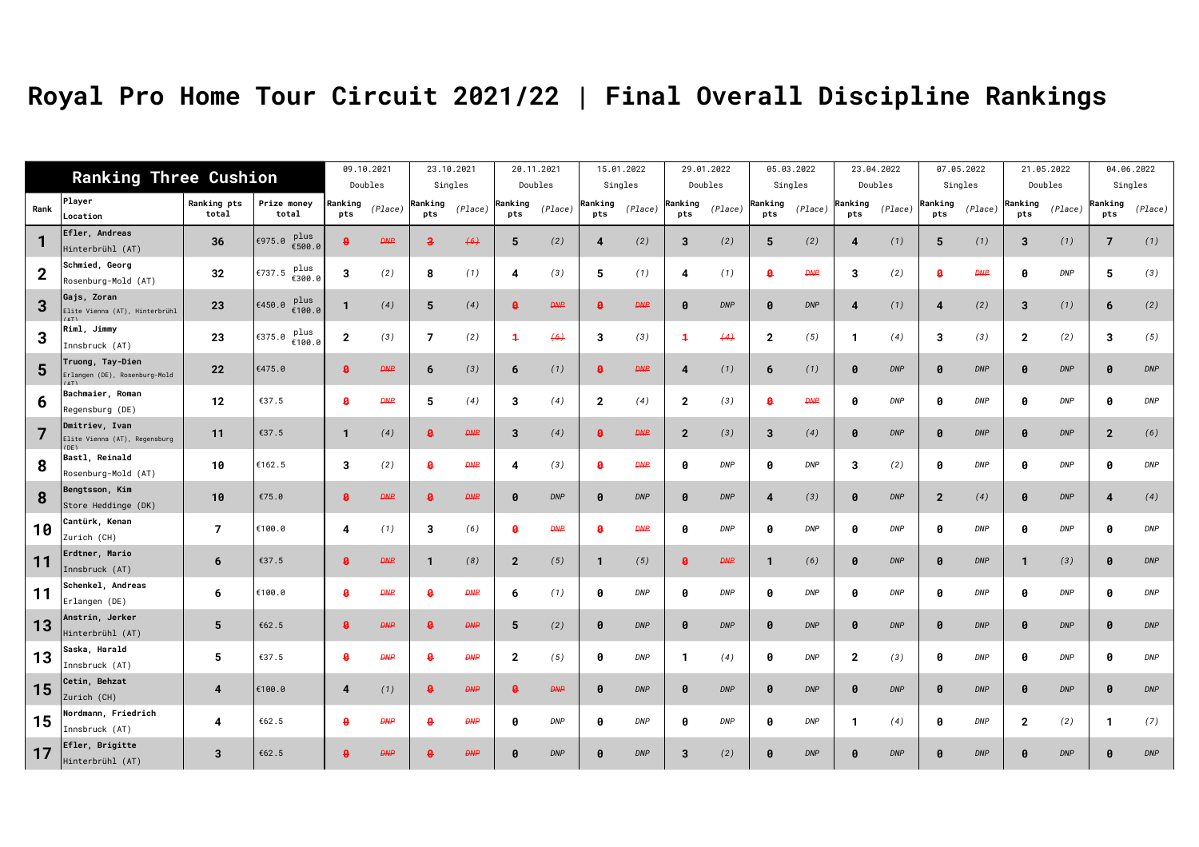# Royal Pro Home Tour Circuit 2021/22 | Final Overall Discipline Rankings

| Ranking Three Cushion | | | | 09.10.2021 Doubles | | 23.10.2021 Singles | | 20.11.2021 Doubles | | 15.01.2022 Singles | | 29.01.2022 Doubles | | 05.03.2022 Singles | | 23.04.2022 Doubles | | 07.05.2022 Singles | | 21.05.2022 Doubles | | 04.06.2022 Singles | |
|---|---|---|---|---|---|---|---|---|---|---|---|---|---|---|---|---|---|---|---|---|---|---|---|
| Rank | Player Location | Ranking pts total | Prize money total | Ranking pts | (Place) | Ranking pts | (Place) | Ranking pts | (Place) | Ranking pts | (Place) | Ranking pts | (Place) | Ranking pts | (Place) | Ranking pts | (Place) | Ranking pts | (Place) | Ranking pts | (Place) | Ranking pts | (Place) |
| 1 | Efler, Andreas Hinterbrühl (AT) | 36 | €975.0 plus €500.0 | ~~0~~ | ~~DNP~~ | ~~3~~ | ~~(6)~~ | 5 | (2) | 4 | (2) | 3 | (2) | 5 | (2) | 4 | (1) | 5 | (1) | 3 | (1) | 7 | (1) |
| 2 | Schmied, Georg Rosenburg-Mold (AT) | 32 | €737.5 plus €300.0 | 3 | (2) | 8 | (1) | 4 | (3) | 5 | (1) | 4 | (1) | ~~0~~ | ~~DNP~~ | 3 | (2) | ~~0~~ | ~~DNP~~ | 0 | DNP | 5 | (3) |
| 3 | Gajs, Zoran Elite Vienna (AT), Hinterbrühl (AT) | 23 | €450.0 plus €100.0 | 1 | (4) | 5 | (4) | ~~0~~ | ~~DNP~~ | ~~0~~ | ~~DNP~~ | 0 | DNP | 0 | DNP | 4 | (1) | 4 | (2) | 3 | (1) | 6 | (2) |
| 3 | Riml, Jimmy Innsbruck (AT) | 23 | €375.0 plus €100.0 | 2 | (3) | 7 | (2) | ~~1~~ | ~~(6)~~ | 3 | (3) | ~~1~~ | ~~(4)~~ | 2 | (5) | 1 | (4) | 3 | (3) | 2 | (2) | 3 | (5) |
| 5 | Truong, Tay-Dien Erlangen (DE), Rosenburg-Mold (AT) | 22 | €475.0 | ~~0~~ | ~~DNP~~ | 6 | (3) | 6 | (1) | ~~0~~ | ~~DNP~~ | 4 | (1) | 6 | (1) | 0 | DNP | 0 | DNP | 0 | DNP | 0 | DNP |
| 6 | Bachmaier, Roman Regensburg (DE) | 12 | €37.5 | ~~0~~ | ~~DNP~~ | 5 | (4) | 3 | (4) | 2 | (4) | 2 | (3) | ~~0~~ | ~~DNP~~ | 0 | DNP | 0 | DNP | 0 | DNP | 0 | DNP |
| 7 | Dmitriev, Ivan Elite Vienna (AT), Regensburg (DE) | 11 | €37.5 | 1 | (4) | ~~0~~ | ~~DNP~~ | 3 | (4) | ~~0~~ | ~~DNP~~ | 2 | (3) | 3 | (4) | 0 | DNP | 0 | DNP | 0 | DNP | 2 | (6) |
| 8 | Bastl, Reinald Rosenburg-Mold (AT) | 10 | €162.5 | 3 | (2) | ~~0~~ | ~~DNP~~ | 4 | (3) | ~~0~~ | ~~DNP~~ | 0 | DNP | 0 | DNP | 3 | (2) | 0 | DNP | 0 | DNP | 0 | DNP |
| 8 | Bengtsson, Kim Store Heddinge (DK) | 10 | €75.0 | ~~0~~ | ~~DNP~~ | ~~0~~ | ~~DNP~~ | 0 | DNP | 0 | DNP | 0 | DNP | 4 | (3) | 0 | DNP | 2 | (4) | 0 | DNP | 4 | (4) |
| 10 | Cantürk, Kenan Zurich (CH) | 7 | €100.0 | 4 | (1) | 3 | (6) | ~~0~~ | ~~DNP~~ | ~~0~~ | ~~DNP~~ | 0 | DNP | 0 | DNP | 0 | DNP | 0 | DNP | 0 | DNP | 0 | DNP |
| 11 | Erdtner, Mario Innsbruck (AT) | 6 | €37.5 | ~~0~~ | ~~DNP~~ | 1 | (8) | 2 | (5) | 1 | (5) | ~~0~~ | ~~DNP~~ | 1 | (6) | 0 | DNP | 0 | DNP | 1 | (3) | 0 | DNP |
| 11 | Schenkel, Andreas Erlangen (DE) | 6 | €100.0 | ~~0~~ | ~~DNP~~ | ~~0~~ | ~~DNP~~ | 6 | (1) | 0 | DNP | 0 | DNP | 0 | DNP | 0 | DNP | 0 | DNP | 0 | DNP | 0 | DNP |
| 13 | Anstrin, Jerker Hinterbrühl (AT) | 5 | €62.5 | ~~0~~ | ~~DNP~~ | ~~0~~ | ~~DNP~~ | 5 | (2) | 0 | DNP | 0 | DNP | 0 | DNP | 0 | DNP | 0 | DNP | 0 | DNP | 0 | DNP |
| 13 | Saska, Harald Innsbruck (AT) | 5 | €37.5 | ~~0~~ | ~~DNP~~ | ~~0~~ | ~~DNP~~ | 2 | (5) | 0 | DNP | 1 | (4) | 0 | DNP | 2 | (3) | 0 | DNP | 0 | DNP | 0 | DNP |
| 15 | Cetin, Behzat Zurich (CH) | 4 | €100.0 | 4 | (1) | ~~0~~ | ~~DNP~~ | ~~0~~ | ~~DNP~~ | 0 | DNP | 0 | DNP | 0 | DNP | 0 | DNP | 0 | DNP | 0 | DNP | 0 | DNP |
| 15 | Nordmann, Friedrich Innsbruck (AT) | 4 | €62.5 | ~~0~~ | ~~DNP~~ | ~~0~~ | ~~DNP~~ | 0 | DNP | 0 | DNP | 0 | DNP | 0 | DNP | 1 | (4) | 0 | DNP | 2 | (2) | 1 | (7) |
| 17 | Efler, Brigitte Hinterbrühl (AT) | 3 | €62.5 | ~~0~~ | ~~DNP~~ | ~~0~~ | ~~DNP~~ | 0 | DNP | 0 | DNP | 3 | (2) | 0 | DNP | 0 | DNP | 0 | DNP | 0 | DNP | 0 | DNP |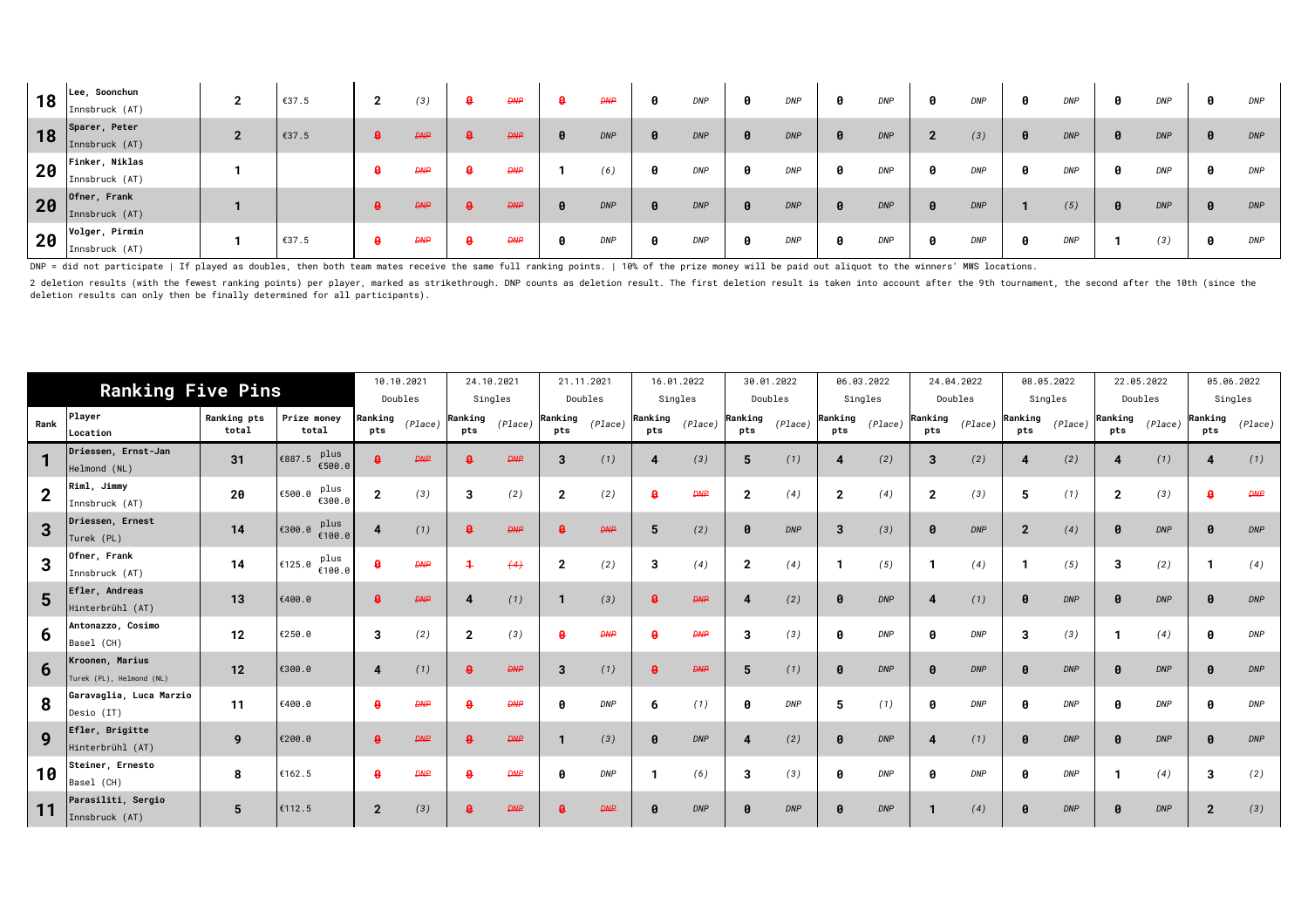| Rank | Player<br>Location | Ranking pts total | Prize money total | 10.10.2021 Doubles Ranking pts | (Place) | 24.10.2021 Singles Ranking pts | (Place) | 21.11.2021 Doubles Ranking pts | (Place) | 16.01.2022 Singles Ranking pts | (Place) | 30.01.2022 Doubles Ranking pts | (Place) | 06.03.2022 Singles Ranking pts | (Place) | 24.04.2022 Doubles Ranking pts | (Place) | 08.05.2022 Singles Ranking pts | (Place) | 22.05.2022 Doubles Ranking pts | (Place) | 05.06.2022 Singles Ranking pts | (Place) |
|---|---|---|---|---|---|---|---|---|---|---|---|---|---|---|---|---|---|---|---|---|---|---|---|
| 18 | Lee, Soonchun<br>Innsbruck (AT) | 2 | €37.5 | 2 | (3) | ~~0~~ | ~~DNP~~ | ~~0~~ | ~~DNP~~ | 0 | DNP | 0 | DNP | 0 | DNP | 0 | DNP | 0 | DNP | 0 | DNP | 0 | DNP |
| 18 | Sparer, Peter<br>Innsbruck (AT) | 2 | €37.5 | ~~0~~ | ~~DNP~~ | ~~0~~ | ~~DNP~~ | 0 | DNP | 0 | DNP | 0 | DNP | 0 | DNP | 2 | (3) | 0 | DNP | 0 | DNP | 0 | DNP |
| 20 | Finker, Niklas<br>Innsbruck (AT) | 1 | | ~~0~~ | ~~DNP~~ | ~~0~~ | ~~DNP~~ | 1 | (6) | 0 | DNP | 0 | DNP | 0 | DNP | 0 | DNP | 0 | DNP | 0 | DNP | 0 | DNP |
| 20 | Ofner, Frank<br>Innsbruck (AT) | 1 | | ~~0~~ | ~~DNP~~ | ~~0~~ | ~~DNP~~ | 0 | DNP | 0 | DNP | 0 | DNP | 0 | DNP | 0 | DNP | 1 | (5) | 0 | DNP | 0 | DNP |
| 20 | Volger, Pirmin<br>Innsbruck (AT) | 1 | €37.5 | ~~0~~ | ~~DNP~~ | ~~0~~ | ~~DNP~~ | 0 | DNP | 0 | DNP | 0 | DNP | 0 | DNP | 0 | DNP | 0 | DNP | 1 | (3) | 0 | DNP |

DNP = did not participate | If played as doubles, then both team mates receive the same full ranking points. | 10% of the prize money will be paid out aliquot to the winners' MWS locations.

2 deletion results (with the fewest ranking points) per player, marked as strikethrough. DNP counts as deletion result. The first deletion result is taken into account after the 9th tournament, the second after the 10th (since the deletion results can only then be finally determined for all participants).

## Ranking Five Pins

| Rank | Player<br>Location | Ranking pts total | Prize money total | 10.10.2021 Doubles Ranking pts | (Place) | 24.10.2021 Singles Ranking pts | (Place) | 21.11.2021 Doubles Ranking pts | (Place) | 16.01.2022 Singles Ranking pts | (Place) | 30.01.2022 Doubles Ranking pts | (Place) | 06.03.2022 Singles Ranking pts | (Place) | 24.04.2022 Doubles Ranking pts | (Place) | 08.05.2022 Singles Ranking pts | (Place) | 22.05.2022 Doubles Ranking pts | (Place) | 05.06.2022 Singles Ranking pts | (Place) |
|---|---|---|---|---|---|---|---|---|---|---|---|---|---|---|---|---|---|---|---|---|---|---|---|
| 1 | Driessen, Ernst-Jan<br>Helmond (NL) | 31 | €887.5 plus €500.0 | ~~0~~ | ~~DNP~~ | ~~0~~ | ~~DNP~~ | 3 | (1) | 4 | (3) | 5 | (1) | 4 | (2) | 3 | (2) | 4 | (2) | 4 | (1) | 4 | (1) |
| 2 | Riml, Jimmy<br>Innsbruck (AT) | 20 | €500.0 plus €300.0 | 2 | (3) | 3 | (2) | 2 | (2) | ~~0~~ | ~~DNP~~ | 2 | (4) | 2 | (4) | 2 | (3) | 5 | (1) | 2 | (3) | ~~0~~ | ~~DNP~~ |
| 3 | Driessen, Ernest<br>Turek (PL) | 14 | €300.0 plus €100.0 | 4 | (1) | ~~0~~ | ~~DNP~~ | ~~0~~ | ~~DNP~~ | 5 | (2) | 0 | DNP | 3 | (3) | 0 | DNP | 2 | (4) | 0 | DNP | 0 | DNP |
| 3 | Ofner, Frank<br>Innsbruck (AT) | 14 | €125.0 plus €100.0 | ~~0~~ | ~~DNP~~ | ~~1~~ | ~~(4)~~ | 2 | (2) | 3 | (4) | 2 | (4) | 1 | (5) | 1 | (4) | 1 | (5) | 3 | (2) | 1 | (4) |
| 5 | Efler, Andreas<br>Hinterbrühl (AT) | 13 | €400.0 | ~~0~~ | ~~DNP~~ | 4 | (1) | 1 | (3) | ~~0~~ | ~~DNP~~ | 4 | (2) | 0 | DNP | 4 | (1) | 0 | DNP | 0 | DNP | 0 | DNP |
| 6 | Antonazzo, Cosimo<br>Basel (CH) | 12 | €250.0 | 3 | (2) | 2 | (3) | ~~0~~ | ~~DNP~~ | ~~0~~ | ~~DNP~~ | 3 | (3) | 0 | DNP | 0 | DNP | 3 | (3) | 1 | (4) | 0 | DNP |
| 6 | Kroonen, Marius<br>Turek (PL), Helmond (NL) | 12 | €300.0 | 4 | (1) | ~~0~~ | ~~DNP~~ | 3 | (1) | ~~0~~ | ~~DNP~~ | 5 | (1) | 0 | DNP | 0 | DNP | 0 | DNP | 0 | DNP | 0 | DNP |
| 8 | Garavaglia, Luca Marzio<br>Desio (IT) | 11 | €400.0 | ~~0~~ | ~~DNP~~ | ~~0~~ | ~~DNP~~ | 0 | DNP | 6 | (1) | 0 | DNP | 5 | (1) | 0 | DNP | 0 | DNP | 0 | DNP | 0 | DNP |
| 9 | Efler, Brigitte<br>Hinterbrühl (AT) | 9 | €200.0 | ~~0~~ | ~~DNP~~ | ~~0~~ | ~~DNP~~ | 1 | (3) | 0 | DNP | 4 | (2) | 0 | DNP | 4 | (1) | 0 | DNP | 0 | DNP | 0 | DNP |
| 10 | Steiner, Ernesto<br>Basel (CH) | 8 | €162.5 | ~~0~~ | ~~DNP~~ | ~~0~~ | ~~DNP~~ | 0 | DNP | 1 | (6) | 3 | (3) | 0 | DNP | 0 | DNP | 0 | DNP | 1 | (4) | 3 | (2) |
| 11 | Parasiliti, Sergio<br>Innsbruck (AT) | 5 | €112.5 | 2 | (3) | ~~0~~ | ~~DNP~~ | ~~0~~ | ~~DNP~~ | 0 | DNP | 0 | DNP | 0 | DNP | 1 | (4) | 0 | DNP | 0 | DNP | 2 | (3) |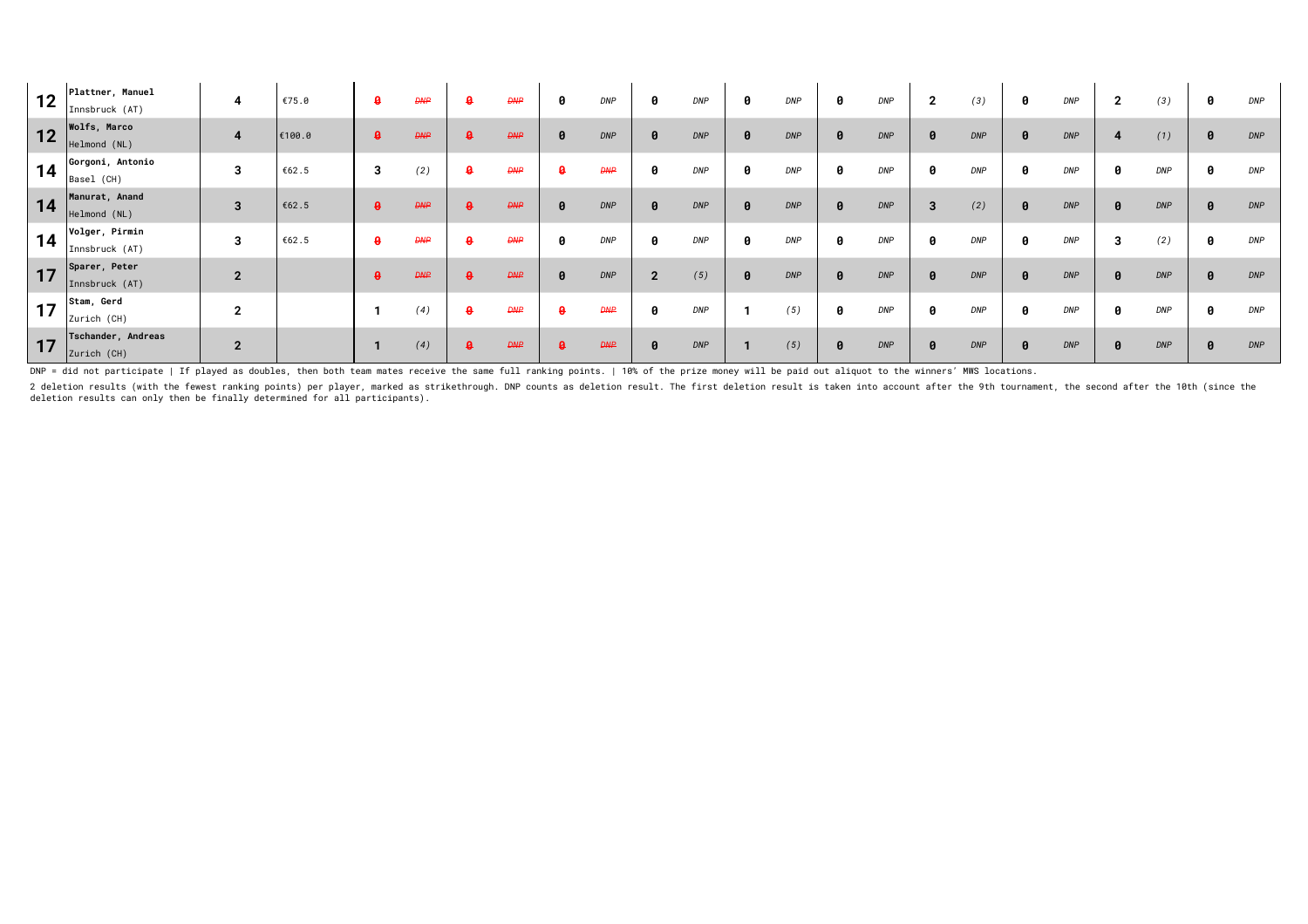| | | | | | | | | | | | | | | | | | | | | | | | |
|---|---|---|---|---|---|---|---|---|---|---|---|---|---|---|---|---|---|---|---|---|---|---|---|
| **12** | **Plattner, Manuel** Innsbruck (AT) | **4** | €75.0 | ~~0~~ | ~~DNP~~ | ~~0~~ | ~~DNP~~ | **0** | *DNP* | **0** | *DNP* | **0** | *DNP* | **0** | *DNP* | **2** | *(3)* | **0** | *DNP* | **2** | *(3)* | **0** | *DNP* |
| **12** | **Wolfs, Marco** Helmond (NL) | **4** | €100.0 | ~~0~~ | ~~DNP~~ | ~~0~~ | ~~DNP~~ | **0** | *DNP* | **0** | *DNP* | **0** | *DNP* | **0** | *DNP* | **0** | *DNP* | **0** | *DNP* | **4** | *(1)* | **0** | *DNP* |
| **14** | **Gorgoni, Antonio** Basel (CH) | **3** | €62.5 | **3** | *(2)* | ~~0~~ | ~~DNP~~ | ~~0~~ | ~~DNP~~ | **0** | *DNP* | **0** | *DNP* | **0** | *DNP* | **0** | *DNP* | **0** | *DNP* | **0** | *DNP* | **0** | *DNP* |
| **14** | **Manurat, Anand** Helmond (NL) | **3** | €62.5 | ~~0~~ | ~~DNP~~ | ~~0~~ | ~~DNP~~ | **0** | *DNP* | **0** | *DNP* | **0** | *DNP* | **0** | *DNP* | **3** | *(2)* | **0** | *DNP* | **0** | *DNP* | **0** | *DNP* |
| **14** | **Volger, Pirmin** Innsbruck (AT) | **3** | €62.5 | ~~0~~ | ~~DNP~~ | ~~0~~ | ~~DNP~~ | **0** | *DNP* | **0** | *DNP* | **0** | *DNP* | **0** | *DNP* | **0** | *DNP* | **0** | *DNP* | **3** | *(2)* | **0** | *DNP* |
| **17** | **Sparer, Peter** Innsbruck (AT) | **2** | | ~~0~~ | ~~DNP~~ | ~~0~~ | ~~DNP~~ | **0** | *DNP* | **2** | *(5)* | **0** | *DNP* | **0** | *DNP* | **0** | *DNP* | **0** | *DNP* | **0** | *DNP* | **0** | *DNP* |
| **17** | **Stam, Gerd** Zurich (CH) | **2** | | **1** | *(4)* | ~~0~~ | ~~DNP~~ | ~~0~~ | ~~DNP~~ | **0** | *DNP* | **1** | *(5)* | **0** | *DNP* | **0** | *DNP* | **0** | *DNP* | **0** | *DNP* | **0** | *DNP* |
| **17** | **Tschander, Andreas** Zurich (CH) | **2** | | **1** | *(4)* | ~~0~~ | ~~DNP~~ | ~~0~~ | ~~DNP~~ | **0** | *DNP* | **1** | *(5)* | **0** | *DNP* | **0** | *DNP* | **0** | *DNP* | **0** | *DNP* | **0** | *DNP* |

DNP = did not participate | If played as doubles, then both team mates receive the same full ranking points. | 10% of the prize money will be paid out aliquot to the winners' MWS locations.

2 deletion results (with the fewest ranking points) per player, marked as strikethrough. DNP counts as deletion result. The first deletion result is taken into account after the 9th tournament, the second after the 10th (since the deletion results can only then be finally determined for all participants).